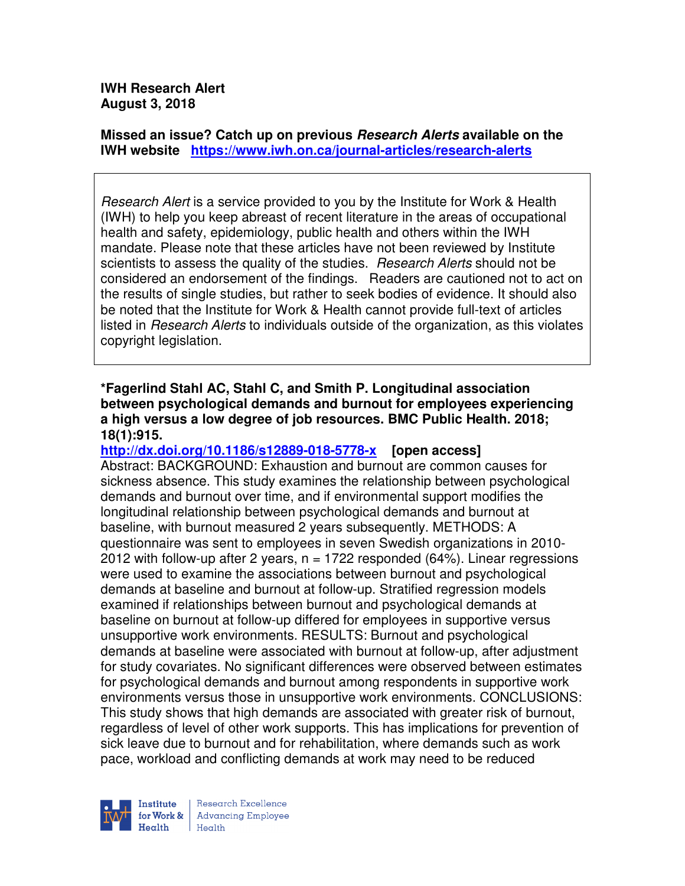**IWH Research Alert**
**August 3, 2018**

**Missed an issue? Catch up on previous *Research Alerts* available on the IWH website** https://www.iwh.on.ca/journal-articles/research-alerts

*Research Alert* is a service provided to you by the Institute for Work & Health (IWH) to help you keep abreast of recent literature in the areas of occupational health and safety, epidemiology, public health and others within the IWH mandate. Please note that these articles have not been reviewed by Institute scientists to assess the quality of the studies. *Research Alerts* should not be considered an endorsement of the findings. Readers are cautioned not to act on the results of single studies, but rather to seek bodies of evidence. It should also be noted that the Institute for Work & Health cannot provide full-text of articles listed in *Research Alerts* to individuals outside of the organization, as this violates copyright legislation.

**\*Fagerlind Stahl AC, Stahl C, and Smith P. Longitudinal association between psychological demands and burnout for employees experiencing a high versus a low degree of job resources. BMC Public Health. 2018; 18(1):915.**

http://dx.doi.org/10.1186/s12889-018-5778-x **[open access]**

Abstract: BACKGROUND: Exhaustion and burnout are common causes for sickness absence. This study examines the relationship between psychological demands and burnout over time, and if environmental support modifies the longitudinal relationship between psychological demands and burnout at baseline, with burnout measured 2 years subsequently. METHODS: A questionnaire was sent to employees in seven Swedish organizations in 2010-2012 with follow-up after 2 years, n = 1722 responded (64%). Linear regressions were used to examine the associations between burnout and psychological demands at baseline and burnout at follow-up. Stratified regression models examined if relationships between burnout and psychological demands at baseline on burnout at follow-up differed for employees in supportive versus unsupportive work environments. RESULTS: Burnout and psychological demands at baseline were associated with burnout at follow-up, after adjustment for study covariates. No significant differences were observed between estimates for psychological demands and burnout among respondents in supportive work environments versus those in unsupportive work environments. CONCLUSIONS: This study shows that high demands are associated with greater risk of burnout, regardless of level of other work supports. This has implications for prevention of sick leave due to burnout and for rehabilitation, where demands such as work pace, workload and conflicting demands at work may need to be reduced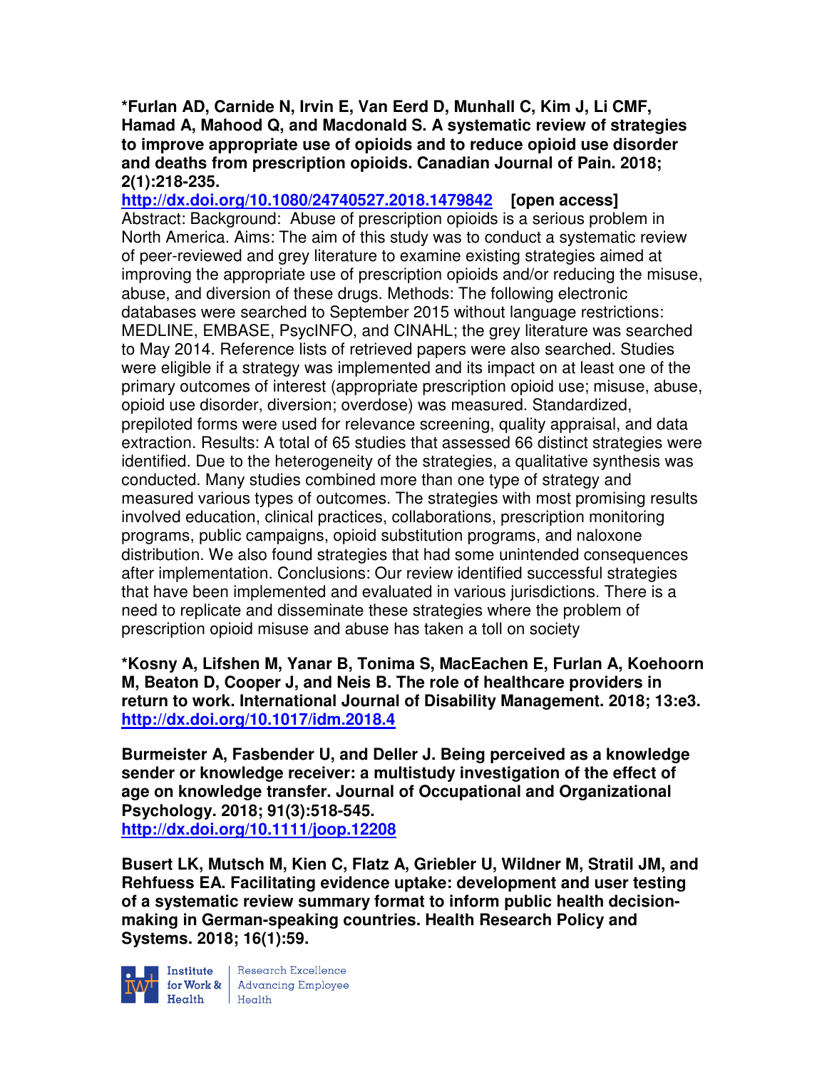**\*Furlan AD, Carnide N, Irvin E, Van Eerd D, Munhall C, Kim J, Li CMF, Hamad A, Mahood Q, and Macdonald S. A systematic review of strategies to improve appropriate use of opioids and to reduce opioid use disorder and deaths from prescription opioids. Canadian Journal of Pain. 2018; 2(1):218-235.**
**http://dx.doi.org/10.1080/24740527.2018.1479842 [open access]**
Abstract: Background: Abuse of prescription opioids is a serious problem in North America. Aims: The aim of this study was to conduct a systematic review of peer-reviewed and grey literature to examine existing strategies aimed at improving the appropriate use of prescription opioids and/or reducing the misuse, abuse, and diversion of these drugs. Methods: The following electronic databases were searched to September 2015 without language restrictions: MEDLINE, EMBASE, PsycINFO, and CINAHL; the grey literature was searched to May 2014. Reference lists of retrieved papers were also searched. Studies were eligible if a strategy was implemented and its impact on at least one of the primary outcomes of interest (appropriate prescription opioid use; misuse, abuse, opioid use disorder, diversion; overdose) was measured. Standardized, prepiloted forms were used for relevance screening, quality appraisal, and data extraction. Results: A total of 65 studies that assessed 66 distinct strategies were identified. Due to the heterogeneity of the strategies, a qualitative synthesis was conducted. Many studies combined more than one type of strategy and measured various types of outcomes. The strategies with most promising results involved education, clinical practices, collaborations, prescription monitoring programs, public campaigns, opioid substitution programs, and naloxone distribution. We also found strategies that had some unintended consequences after implementation. Conclusions: Our review identified successful strategies that have been implemented and evaluated in various jurisdictions. There is a need to replicate and disseminate these strategies where the problem of prescription opioid misuse and abuse has taken a toll on society

**\*Kosny A, Lifshen M, Yanar B, Tonima S, MacEachen E, Furlan A, Koehoorn M, Beaton D, Cooper J, and Neis B. The role of healthcare providers in return to work. International Journal of Disability Management. 2018; 13:e3.**
**http://dx.doi.org/10.1017/idm.2018.4**

**Burmeister A, Fasbender U, and Deller J. Being perceived as a knowledge sender or knowledge receiver: a multistudy investigation of the effect of age on knowledge transfer. Journal of Occupational and Organizational Psychology. 2018; 91(3):518-545.**
**http://dx.doi.org/10.1111/joop.12208**

**Busert LK, Mutsch M, Kien C, Flatz A, Griebler U, Wildner M, Stratil JM, and Rehfuess EA. Facilitating evidence uptake: development and user testing of a systematic review summary format to inform public health decision-making in German-speaking countries. Health Research Policy and Systems. 2018; 16(1):59.**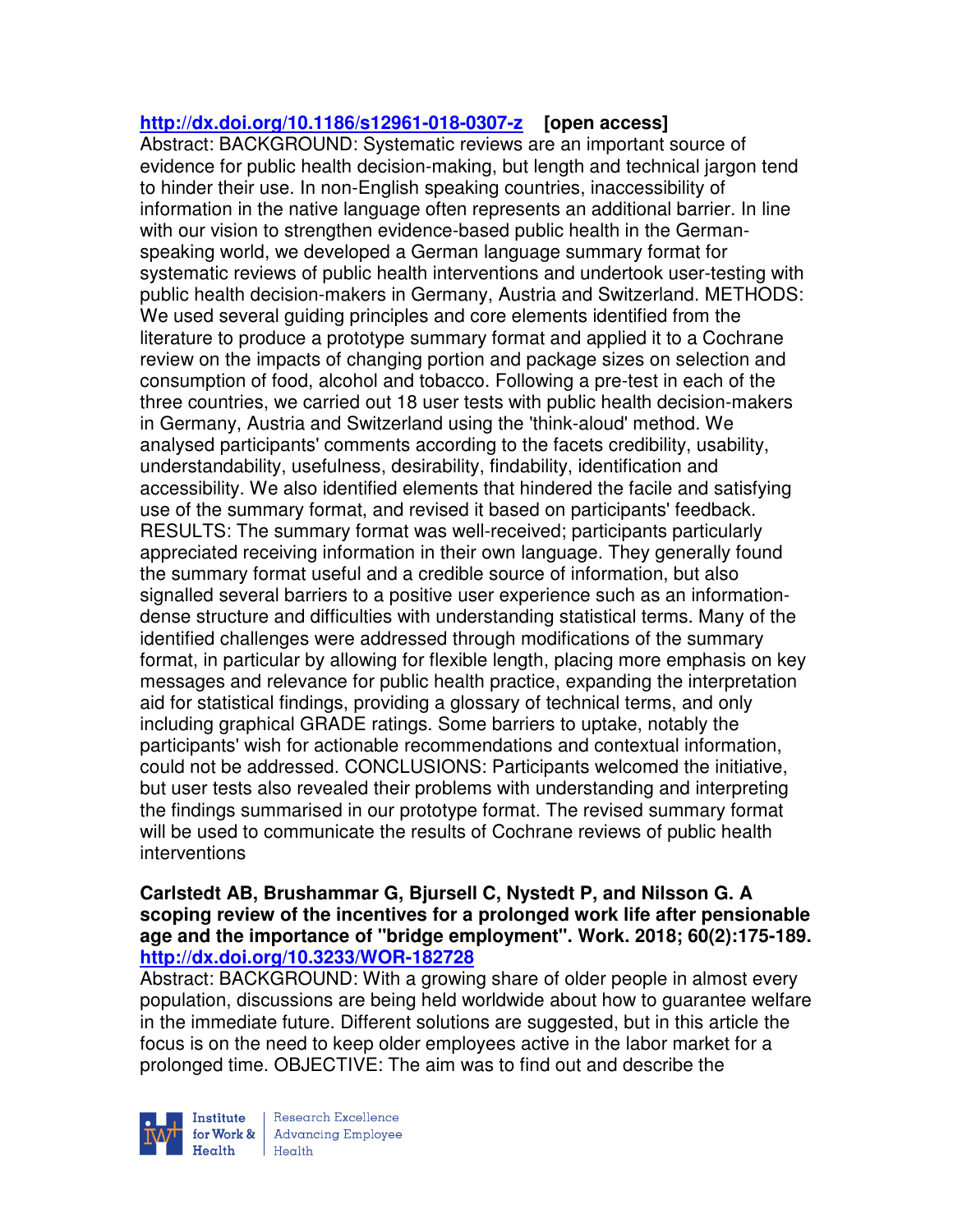http://dx.doi.org/10.1186/s12961-018-0307-z **[open access]**

Abstract: BACKGROUND: Systematic reviews are an important source of evidence for public health decision-making, but length and technical jargon tend to hinder their use. In non-English speaking countries, inaccessibility of information in the native language often represents an additional barrier. In line with our vision to strengthen evidence-based public health in the German-speaking world, we developed a German language summary format for systematic reviews of public health interventions and undertook user-testing with public health decision-makers in Germany, Austria and Switzerland. METHODS: We used several guiding principles and core elements identified from the literature to produce a prototype summary format and applied it to a Cochrane review on the impacts of changing portion and package sizes on selection and consumption of food, alcohol and tobacco. Following a pre-test in each of the three countries, we carried out 18 user tests with public health decision-makers in Germany, Austria and Switzerland using the 'think-aloud' method. We analysed participants' comments according to the facets credibility, usability, understandability, usefulness, desirability, findability, identification and accessibility. We also identified elements that hindered the facile and satisfying use of the summary format, and revised it based on participants' feedback. RESULTS: The summary format was well-received; participants particularly appreciated receiving information in their own language. They generally found the summary format useful and a credible source of information, but also signalled several barriers to a positive user experience such as an information-dense structure and difficulties with understanding statistical terms. Many of the identified challenges were addressed through modifications of the summary format, in particular by allowing for flexible length, placing more emphasis on key messages and relevance for public health practice, expanding the interpretation aid for statistical findings, providing a glossary of technical terms, and only including graphical GRADE ratings. Some barriers to uptake, notably the participants' wish for actionable recommendations and contextual information, could not be addressed. CONCLUSIONS: Participants welcomed the initiative, but user tests also revealed their problems with understanding and interpreting the findings summarised in our prototype format. The revised summary format will be used to communicate the results of Cochrane reviews of public health interventions

**Carlstedt AB, Brushammar G, Bjursell C, Nystedt P, and Nilsson G. A scoping review of the incentives for a prolonged work life after pensionable age and the importance of "bridge employment". Work. 2018; 60(2):175-189.**
http://dx.doi.org/10.3233/WOR-182728

Abstract: BACKGROUND: With a growing share of older people in almost every population, discussions are being held worldwide about how to guarantee welfare in the immediate future. Different solutions are suggested, but in this article the focus is on the need to keep older employees active in the labor market for a prolonged time. OBJECTIVE: The aim was to find out and describe the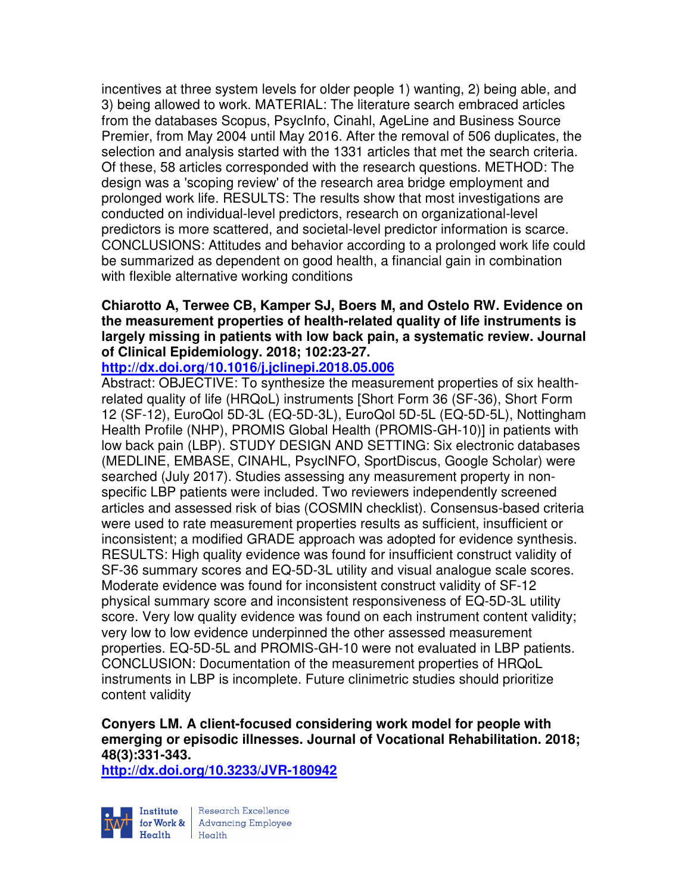incentives at three system levels for older people 1) wanting, 2) being able, and 3) being allowed to work. MATERIAL: The literature search embraced articles from the databases Scopus, PsycInfo, Cinahl, AgeLine and Business Source Premier, from May 2004 until May 2016. After the removal of 506 duplicates, the selection and analysis started with the 1331 articles that met the search criteria. Of these, 58 articles corresponded with the research questions. METHOD: The design was a 'scoping review' of the research area bridge employment and prolonged work life. RESULTS: The results show that most investigations are conducted on individual-level predictors, research on organizational-level predictors is more scattered, and societal-level predictor information is scarce. CONCLUSIONS: Attitudes and behavior according to a prolonged work life could be summarized as dependent on good health, a financial gain in combination with flexible alternative working conditions

**Chiarotto A, Terwee CB, Kamper SJ, Boers M, and Ostelo RW. Evidence on the measurement properties of health-related quality of life instruments is largely missing in patients with low back pain, a systematic review. Journal of Clinical Epidemiology. 2018; 102:23-27.**

**http://dx.doi.org/10.1016/j.jclinepi.2018.05.006**

Abstract: OBJECTIVE: To synthesize the measurement properties of six health-related quality of life (HRQoL) instruments [Short Form 36 (SF-36), Short Form 12 (SF-12), EuroQol 5D-3L (EQ-5D-3L), EuroQol 5D-5L (EQ-5D-5L), Nottingham Health Profile (NHP), PROMIS Global Health (PROMIS-GH-10)] in patients with low back pain (LBP). STUDY DESIGN AND SETTING: Six electronic databases (MEDLINE, EMBASE, CINAHL, PsycINFO, SportDiscus, Google Scholar) were searched (July 2017). Studies assessing any measurement property in non-specific LBP patients were included. Two reviewers independently screened articles and assessed risk of bias (COSMIN checklist). Consensus-based criteria were used to rate measurement properties results as sufficient, insufficient or inconsistent; a modified GRADE approach was adopted for evidence synthesis. RESULTS: High quality evidence was found for insufficient construct validity of SF-36 summary scores and EQ-5D-3L utility and visual analogue scale scores. Moderate evidence was found for inconsistent construct validity of SF-12 physical summary score and inconsistent responsiveness of EQ-5D-3L utility score. Very low quality evidence was found on each instrument content validity; very low to low evidence underpinned the other assessed measurement properties. EQ-5D-5L and PROMIS-GH-10 were not evaluated in LBP patients. CONCLUSION: Documentation of the measurement properties of HRQoL instruments in LBP is incomplete. Future clinimetric studies should prioritize content validity

**Conyers LM. A client-focused considering work model for people with emerging or episodic illnesses. Journal of Vocational Rehabilitation. 2018; 48(3):331-343.**

**http://dx.doi.org/10.3233/JVR-180942**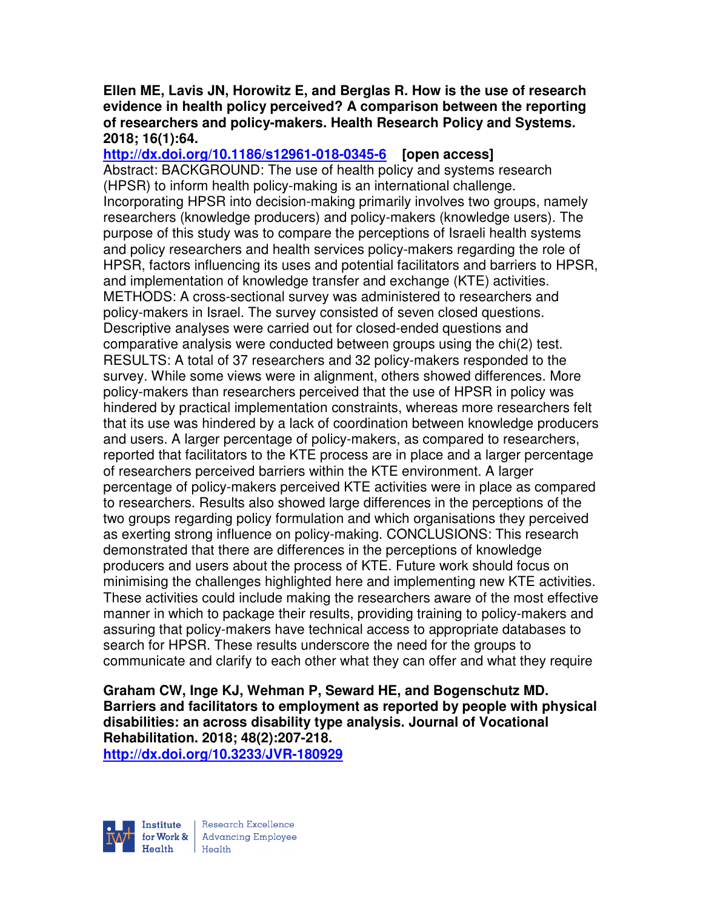**Ellen ME, Lavis JN, Horowitz E, and Berglas R. How is the use of research evidence in health policy perceived? A comparison between the reporting of researchers and policy-makers. Health Research Policy and Systems. 2018; 16(1):64.**

**http://dx.doi.org/10.1186/s12961-018-0345-6 [open access]**

Abstract: BACKGROUND: The use of health policy and systems research (HPSR) to inform health policy-making is an international challenge. Incorporating HPSR into decision-making primarily involves two groups, namely researchers (knowledge producers) and policy-makers (knowledge users). The purpose of this study was to compare the perceptions of Israeli health systems and policy researchers and health services policy-makers regarding the role of HPSR, factors influencing its uses and potential facilitators and barriers to HPSR, and implementation of knowledge transfer and exchange (KTE) activities. METHODS: A cross-sectional survey was administered to researchers and policy-makers in Israel. The survey consisted of seven closed questions. Descriptive analyses were carried out for closed-ended questions and comparative analysis were conducted between groups using the chi(2) test. RESULTS: A total of 37 researchers and 32 policy-makers responded to the survey. While some views were in alignment, others showed differences. More policy-makers than researchers perceived that the use of HPSR in policy was hindered by practical implementation constraints, whereas more researchers felt that its use was hindered by a lack of coordination between knowledge producers and users. A larger percentage of policy-makers, as compared to researchers, reported that facilitators to the KTE process are in place and a larger percentage of researchers perceived barriers within the KTE environment. A larger percentage of policy-makers perceived KTE activities were in place as compared to researchers. Results also showed large differences in the perceptions of the two groups regarding policy formulation and which organisations they perceived as exerting strong influence on policy-making. CONCLUSIONS: This research demonstrated that there are differences in the perceptions of knowledge producers and users about the process of KTE. Future work should focus on minimising the challenges highlighted here and implementing new KTE activities. These activities could include making the researchers aware of the most effective manner in which to package their results, providing training to policy-makers and assuring that policy-makers have technical access to appropriate databases to search for HPSR. These results underscore the need for the groups to communicate and clarify to each other what they can offer and what they require

**Graham CW, Inge KJ, Wehman P, Seward HE, and Bogenschutz MD. Barriers and facilitators to employment as reported by people with physical disabilities: an across disability type analysis. Journal of Vocational Rehabilitation. 2018; 48(2):207-218.**

**http://dx.doi.org/10.3233/JVR-180929**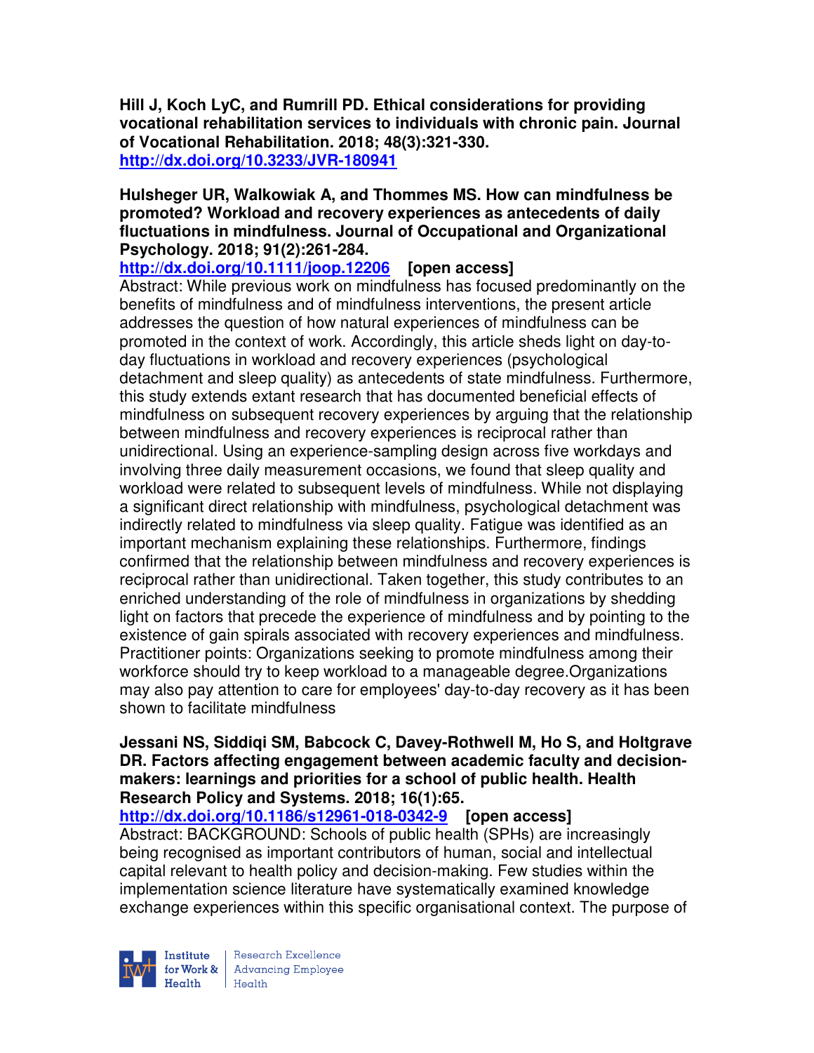**Hill J, Koch LyC, and Rumrill PD. Ethical considerations for providing vocational rehabilitation services to individuals with chronic pain. Journal of Vocational Rehabilitation. 2018; 48(3):321-330.**
**http://dx.doi.org/10.3233/JVR-180941**

**Hulsheger UR, Walkowiak A, and Thommes MS. How can mindfulness be promoted? Workload and recovery experiences as antecedents of daily fluctuations in mindfulness. Journal of Occupational and Organizational Psychology. 2018; 91(2):261-284.**
**http://dx.doi.org/10.1111/joop.12206 [open access]**
Abstract: While previous work on mindfulness has focused predominantly on the benefits of mindfulness and of mindfulness interventions, the present article addresses the question of how natural experiences of mindfulness can be promoted in the context of work. Accordingly, this article sheds light on day-to-day fluctuations in workload and recovery experiences (psychological detachment and sleep quality) as antecedents of state mindfulness. Furthermore, this study extends extant research that has documented beneficial effects of mindfulness on subsequent recovery experiences by arguing that the relationship between mindfulness and recovery experiences is reciprocal rather than unidirectional. Using an experience-sampling design across five workdays and involving three daily measurement occasions, we found that sleep quality and workload were related to subsequent levels of mindfulness. While not displaying a significant direct relationship with mindfulness, psychological detachment was indirectly related to mindfulness via sleep quality. Fatigue was identified as an important mechanism explaining these relationships. Furthermore, findings confirmed that the relationship between mindfulness and recovery experiences is reciprocal rather than unidirectional. Taken together, this study contributes to an enriched understanding of the role of mindfulness in organizations by shedding light on factors that precede the experience of mindfulness and by pointing to the existence of gain spirals associated with recovery experiences and mindfulness. Practitioner points: Organizations seeking to promote mindfulness among their workforce should try to keep workload to a manageable degree.Organizations may also pay attention to care for employees' day-to-day recovery as it has been shown to facilitate mindfulness

**Jessani NS, Siddiqi SM, Babcock C, Davey-Rothwell M, Ho S, and Holtgrave DR. Factors affecting engagement between academic faculty and decision-makers: learnings and priorities for a school of public health. Health Research Policy and Systems. 2018; 16(1):65.**
**http://dx.doi.org/10.1186/s12961-018-0342-9 [open access]**
Abstract: BACKGROUND: Schools of public health (SPHs) are increasingly being recognised as important contributors of human, social and intellectual capital relevant to health policy and decision-making. Few studies within the implementation science literature have systematically examined knowledge exchange experiences within this specific organisational context. The purpose of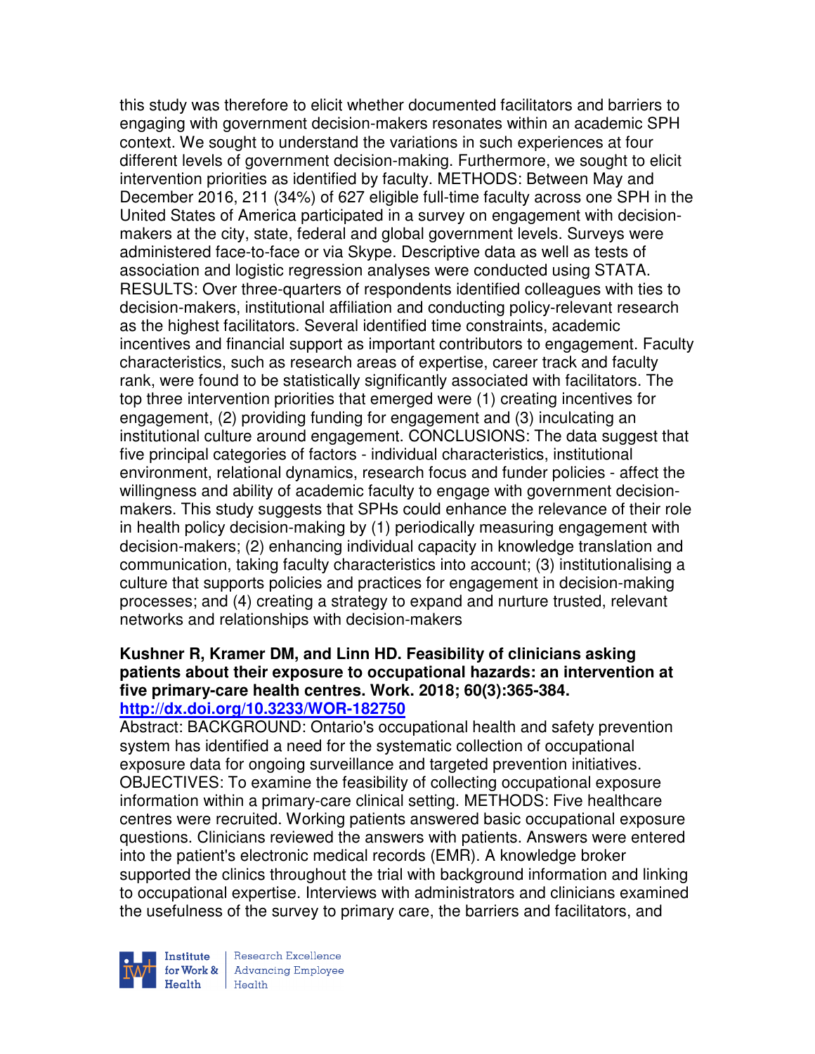this study was therefore to elicit whether documented facilitators and barriers to engaging with government decision-makers resonates within an academic SPH context. We sought to understand the variations in such experiences at four different levels of government decision-making. Furthermore, we sought to elicit intervention priorities as identified by faculty. METHODS: Between May and December 2016, 211 (34%) of 627 eligible full-time faculty across one SPH in the United States of America participated in a survey on engagement with decision-makers at the city, state, federal and global government levels. Surveys were administered face-to-face or via Skype. Descriptive data as well as tests of association and logistic regression analyses were conducted using STATA. RESULTS: Over three-quarters of respondents identified colleagues with ties to decision-makers, institutional affiliation and conducting policy-relevant research as the highest facilitators. Several identified time constraints, academic incentives and financial support as important contributors to engagement. Faculty characteristics, such as research areas of expertise, career track and faculty rank, were found to be statistically significantly associated with facilitators. The top three intervention priorities that emerged were (1) creating incentives for engagement, (2) providing funding for engagement and (3) inculcating an institutional culture around engagement. CONCLUSIONS: The data suggest that five principal categories of factors - individual characteristics, institutional environment, relational dynamics, research focus and funder policies - affect the willingness and ability of academic faculty to engage with government decision-makers. This study suggests that SPHs could enhance the relevance of their role in health policy decision-making by (1) periodically measuring engagement with decision-makers; (2) enhancing individual capacity in knowledge translation and communication, taking faculty characteristics into account; (3) institutionalising a culture that supports policies and practices for engagement in decision-making processes; and (4) creating a strategy to expand and nurture trusted, relevant networks and relationships with decision-makers

**Kushner R, Kramer DM, and Linn HD. Feasibility of clinicians asking patients about their exposure to occupational hazards: an intervention at five primary-care health centres. Work. 2018; 60(3):365-384.**
**http://dx.doi.org/10.3233/WOR-182750**

Abstract: BACKGROUND: Ontario's occupational health and safety prevention system has identified a need for the systematic collection of occupational exposure data for ongoing surveillance and targeted prevention initiatives. OBJECTIVES: To examine the feasibility of collecting occupational exposure information within a primary-care clinical setting. METHODS: Five healthcare centres were recruited. Working patients answered basic occupational exposure questions. Clinicians reviewed the answers with patients. Answers were entered into the patient's electronic medical records (EMR). A knowledge broker supported the clinics throughout the trial with background information and linking to occupational expertise. Interviews with administrators and clinicians examined the usefulness of the survey to primary care, the barriers and facilitators, and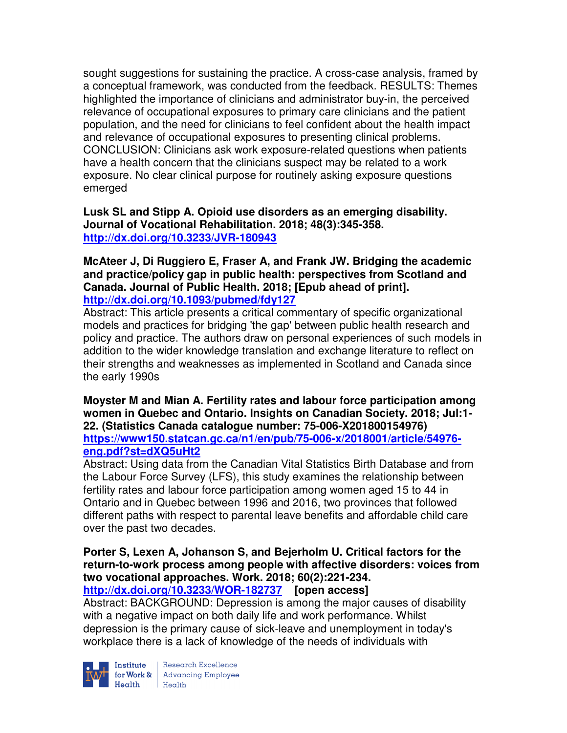sought suggestions for sustaining the practice. A cross-case analysis, framed by a conceptual framework, was conducted from the feedback. RESULTS: Themes highlighted the importance of clinicians and administrator buy-in, the perceived relevance of occupational exposures to primary care clinicians and the patient population, and the need for clinicians to feel confident about the health impact and relevance of occupational exposures to presenting clinical problems. CONCLUSION: Clinicians ask work exposure-related questions when patients have a health concern that the clinicians suspect may be related to a work exposure. No clear clinical purpose for routinely asking exposure questions emerged

**Lusk SL and Stipp A. Opioid use disorders as an emerging disability. Journal of Vocational Rehabilitation. 2018; 48(3):345-358.**
**http://dx.doi.org/10.3233/JVR-180943**

**McAteer J, Di Ruggiero E, Fraser A, and Frank JW. Bridging the academic and practice/policy gap in public health: perspectives from Scotland and Canada. Journal of Public Health. 2018; [Epub ahead of print].**
**http://dx.doi.org/10.1093/pubmed/fdy127**
Abstract: This article presents a critical commentary of specific organizational models and practices for bridging 'the gap' between public health research and policy and practice. The authors draw on personal experiences of such models in addition to the wider knowledge translation and exchange literature to reflect on their strengths and weaknesses as implemented in Scotland and Canada since the early 1990s

**Moyster M and Mian A. Fertility rates and labour force participation among women in Quebec and Ontario. Insights on Canadian Society. 2018; Jul:1-22. (Statistics Canada catalogue number: 75-006-X201800154976)**
**https://www150.statcan.gc.ca/n1/en/pub/75-006-x/2018001/article/54976-eng.pdf?st=dXQ5uHt2**
Abstract: Using data from the Canadian Vital Statistics Birth Database and from the Labour Force Survey (LFS), this study examines the relationship between fertility rates and labour force participation among women aged 15 to 44 in Ontario and in Quebec between 1996 and 2016, two provinces that followed different paths with respect to parental leave benefits and affordable child care over the past two decades.

**Porter S, Lexen A, Johanson S, and Bejerholm U. Critical factors for the return-to-work process among people with affective disorders: voices from two vocational approaches. Work. 2018; 60(2):221-234.**
**http://dx.doi.org/10.3233/WOR-182737 [open access]**
Abstract: BACKGROUND: Depression is among the major causes of disability with a negative impact on both daily life and work performance. Whilst depression is the primary cause of sick-leave and unemployment in today's workplace there is a lack of knowledge of the needs of individuals with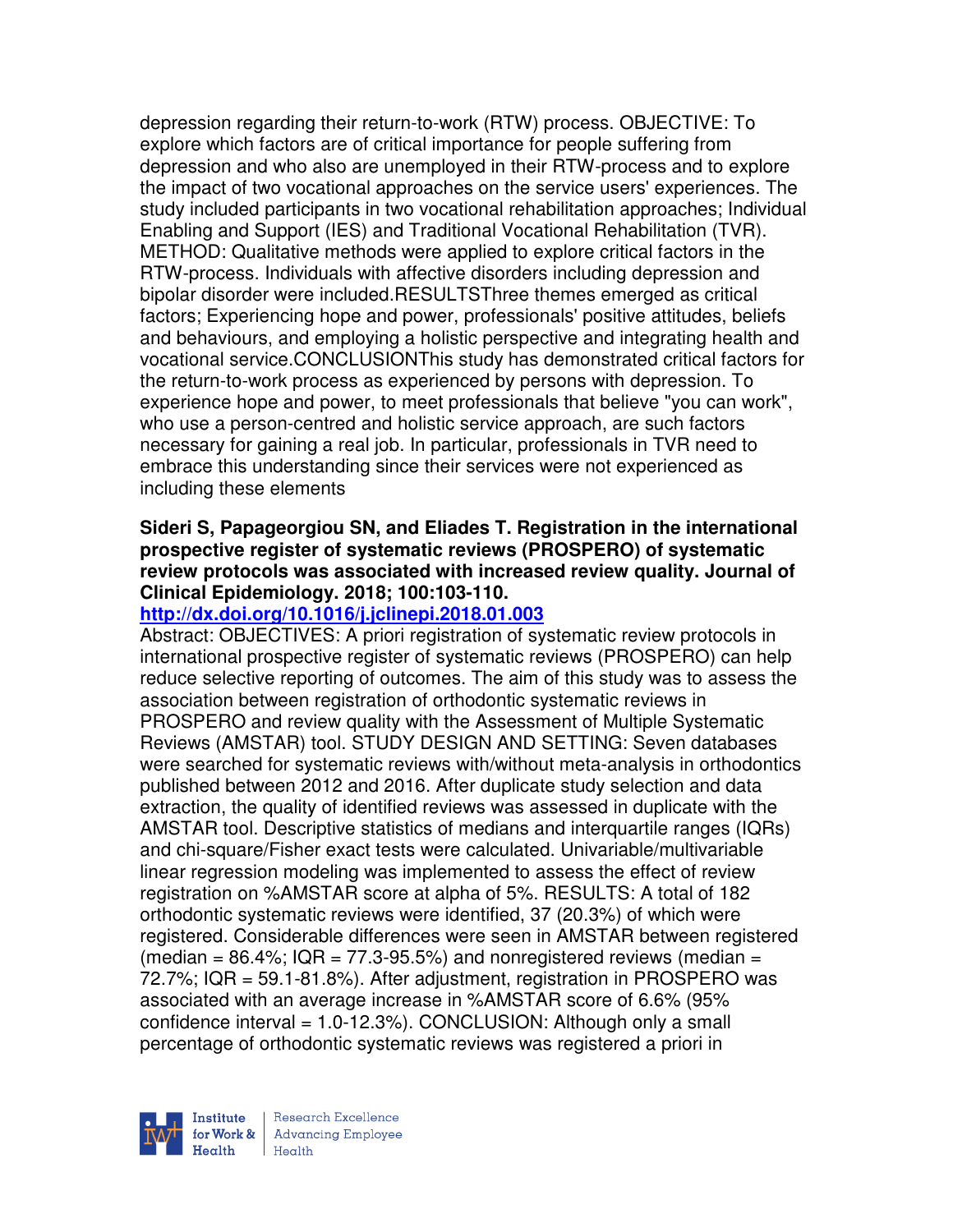depression regarding their return-to-work (RTW) process. OBJECTIVE: To explore which factors are of critical importance for people suffering from depression and who also are unemployed in their RTW-process and to explore the impact of two vocational approaches on the service users' experiences. The study included participants in two vocational rehabilitation approaches; Individual Enabling and Support (IES) and Traditional Vocational Rehabilitation (TVR). METHOD: Qualitative methods were applied to explore critical factors in the RTW-process. Individuals with affective disorders including depression and bipolar disorder were included.RESULTSThree themes emerged as critical factors; Experiencing hope and power, professionals' positive attitudes, beliefs and behaviours, and employing a holistic perspective and integrating health and vocational service.CONCLUSIONThis study has demonstrated critical factors for the return-to-work process as experienced by persons with depression. To experience hope and power, to meet professionals that believe "you can work", who use a person-centred and holistic service approach, are such factors necessary for gaining a real job. In particular, professionals in TVR need to embrace this understanding since their services were not experienced as including these elements

**Sideri S, Papageorgiou SN, and Eliades T. Registration in the international prospective register of systematic reviews (PROSPERO) of systematic review protocols was associated with increased review quality. Journal of Clinical Epidemiology. 2018; 100:103-110.**
**http://dx.doi.org/10.1016/j.jclinepi.2018.01.003**
Abstract: OBJECTIVES: A priori registration of systematic review protocols in international prospective register of systematic reviews (PROSPERO) can help reduce selective reporting of outcomes. The aim of this study was to assess the association between registration of orthodontic systematic reviews in PROSPERO and review quality with the Assessment of Multiple Systematic Reviews (AMSTAR) tool. STUDY DESIGN AND SETTING: Seven databases were searched for systematic reviews with/without meta-analysis in orthodontics published between 2012 and 2016. After duplicate study selection and data extraction, the quality of identified reviews was assessed in duplicate with the AMSTAR tool. Descriptive statistics of medians and interquartile ranges (IQRs) and chi-square/Fisher exact tests were calculated. Univariable/multivariable linear regression modeling was implemented to assess the effect of review registration on %AMSTAR score at alpha of 5%. RESULTS: A total of 182 orthodontic systematic reviews were identified, 37 (20.3%) of which were registered. Considerable differences were seen in AMSTAR between registered (median = 86.4%; IQR = 77.3-95.5%) and nonregistered reviews (median = 72.7%; IQR = 59.1-81.8%). After adjustment, registration in PROSPERO was associated with an average increase in %AMSTAR score of 6.6% (95% confidence interval = 1.0-12.3%). CONCLUSION: Although only a small percentage of orthodontic systematic reviews was registered a priori in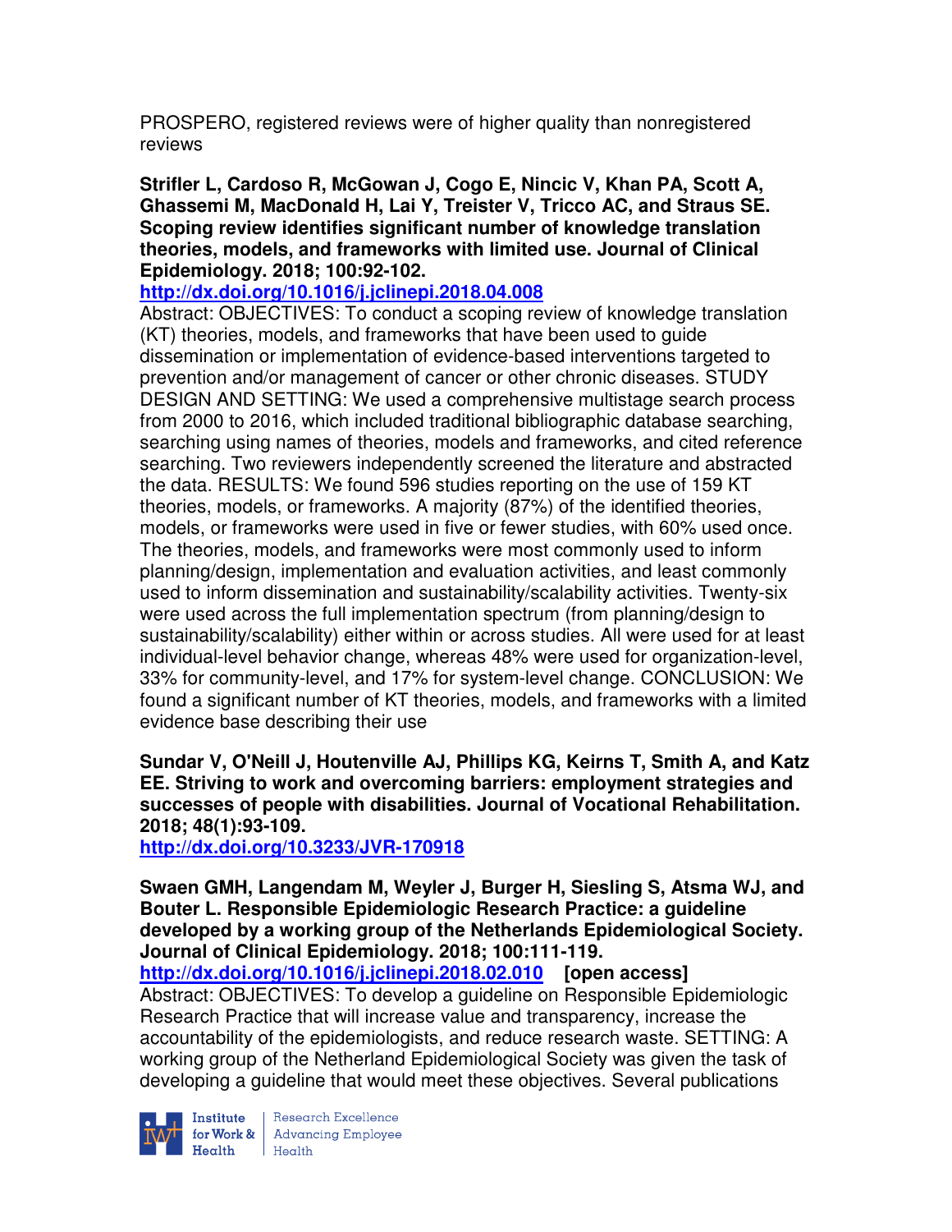PROSPERO, registered reviews were of higher quality than nonregistered reviews

**Strifler L, Cardoso R, McGowan J, Cogo E, Nincic V, Khan PA, Scott A, Ghassemi M, MacDonald H, Lai Y, Treister V, Tricco AC, and Straus SE. Scoping review identifies significant number of knowledge translation theories, models, and frameworks with limited use. Journal of Clinical Epidemiology. 2018; 100:92-102.**
**http://dx.doi.org/10.1016/j.jclinepi.2018.04.008**
Abstract: OBJECTIVES: To conduct a scoping review of knowledge translation (KT) theories, models, and frameworks that have been used to guide dissemination or implementation of evidence-based interventions targeted to prevention and/or management of cancer or other chronic diseases. STUDY DESIGN AND SETTING: We used a comprehensive multistage search process from 2000 to 2016, which included traditional bibliographic database searching, searching using names of theories, models and frameworks, and cited reference searching. Two reviewers independently screened the literature and abstracted the data. RESULTS: We found 596 studies reporting on the use of 159 KT theories, models, or frameworks. A majority (87%) of the identified theories, models, or frameworks were used in five or fewer studies, with 60% used once. The theories, models, and frameworks were most commonly used to inform planning/design, implementation and evaluation activities, and least commonly used to inform dissemination and sustainability/scalability activities. Twenty-six were used across the full implementation spectrum (from planning/design to sustainability/scalability) either within or across studies. All were used for at least individual-level behavior change, whereas 48% were used for organization-level, 33% for community-level, and 17% for system-level change. CONCLUSION: We found a significant number of KT theories, models, and frameworks with a limited evidence base describing their use

**Sundar V, O'Neill J, Houtenville AJ, Phillips KG, Keirns T, Smith A, and Katz EE. Striving to work and overcoming barriers: employment strategies and successes of people with disabilities. Journal of Vocational Rehabilitation. 2018; 48(1):93-109.**
**http://dx.doi.org/10.3233/JVR-170918**

**Swaen GMH, Langendam M, Weyler J, Burger H, Siesling S, Atsma WJ, and Bouter L. Responsible Epidemiologic Research Practice: a guideline developed by a working group of the Netherlands Epidemiological Society. Journal of Clinical Epidemiology. 2018; 100:111-119.**
**http://dx.doi.org/10.1016/j.jclinepi.2018.02.010 [open access]**
Abstract: OBJECTIVES: To develop a guideline on Responsible Epidemiologic Research Practice that will increase value and transparency, increase the accountability of the epidemiologists, and reduce research waste. SETTING: A working group of the Netherland Epidemiological Society was given the task of developing a guideline that would meet these objectives. Several publications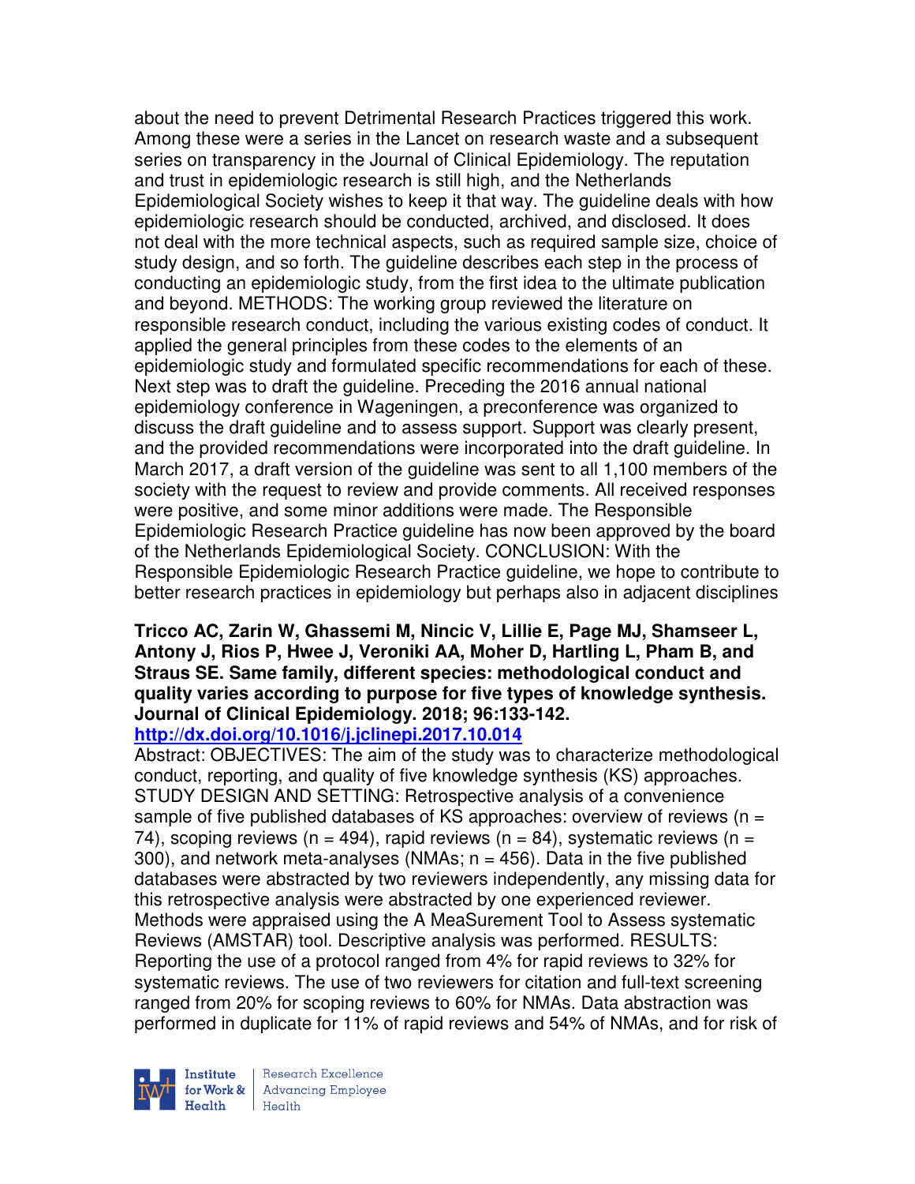about the need to prevent Detrimental Research Practices triggered this work. Among these were a series in the Lancet on research waste and a subsequent series on transparency in the Journal of Clinical Epidemiology. The reputation and trust in epidemiologic research is still high, and the Netherlands Epidemiological Society wishes to keep it that way. The guideline deals with how epidemiologic research should be conducted, archived, and disclosed. It does not deal with the more technical aspects, such as required sample size, choice of study design, and so forth. The guideline describes each step in the process of conducting an epidemiologic study, from the first idea to the ultimate publication and beyond. METHODS: The working group reviewed the literature on responsible research conduct, including the various existing codes of conduct. It applied the general principles from these codes to the elements of an epidemiologic study and formulated specific recommendations for each of these. Next step was to draft the guideline. Preceding the 2016 annual national epidemiology conference in Wageningen, a preconference was organized to discuss the draft guideline and to assess support. Support was clearly present, and the provided recommendations were incorporated into the draft guideline. In March 2017, a draft version of the guideline was sent to all 1,100 members of the society with the request to review and provide comments. All received responses were positive, and some minor additions were made. The Responsible Epidemiologic Research Practice guideline has now been approved by the board of the Netherlands Epidemiological Society. CONCLUSION: With the Responsible Epidemiologic Research Practice guideline, we hope to contribute to better research practices in epidemiology but perhaps also in adjacent disciplines

**Tricco AC, Zarin W, Ghassemi M, Nincic V, Lillie E, Page MJ, Shamseer L, Antony J, Rios P, Hwee J, Veroniki AA, Moher D, Hartling L, Pham B, and Straus SE. Same family, different species: methodological conduct and quality varies according to purpose for five types of knowledge synthesis. Journal of Clinical Epidemiology. 2018; 96:133-142.**
**http://dx.doi.org/10.1016/j.jclinepi.2017.10.014**

Abstract: OBJECTIVES: The aim of the study was to characterize methodological conduct, reporting, and quality of five knowledge synthesis (KS) approaches. STUDY DESIGN AND SETTING: Retrospective analysis of a convenience sample of five published databases of KS approaches: overview of reviews (n = 74), scoping reviews (n = 494), rapid reviews (n = 84), systematic reviews (n = 300), and network meta-analyses (NMAs; n = 456). Data in the five published databases were abstracted by two reviewers independently, any missing data for this retrospective analysis were abstracted by one experienced reviewer. Methods were appraised using the A MeaSurement Tool to Assess systematic Reviews (AMSTAR) tool. Descriptive analysis was performed. RESULTS: Reporting the use of a protocol ranged from 4% for rapid reviews to 32% for systematic reviews. The use of two reviewers for citation and full-text screening ranged from 20% for scoping reviews to 60% for NMAs. Data abstraction was performed in duplicate for 11% of rapid reviews and 54% of NMAs, and for risk of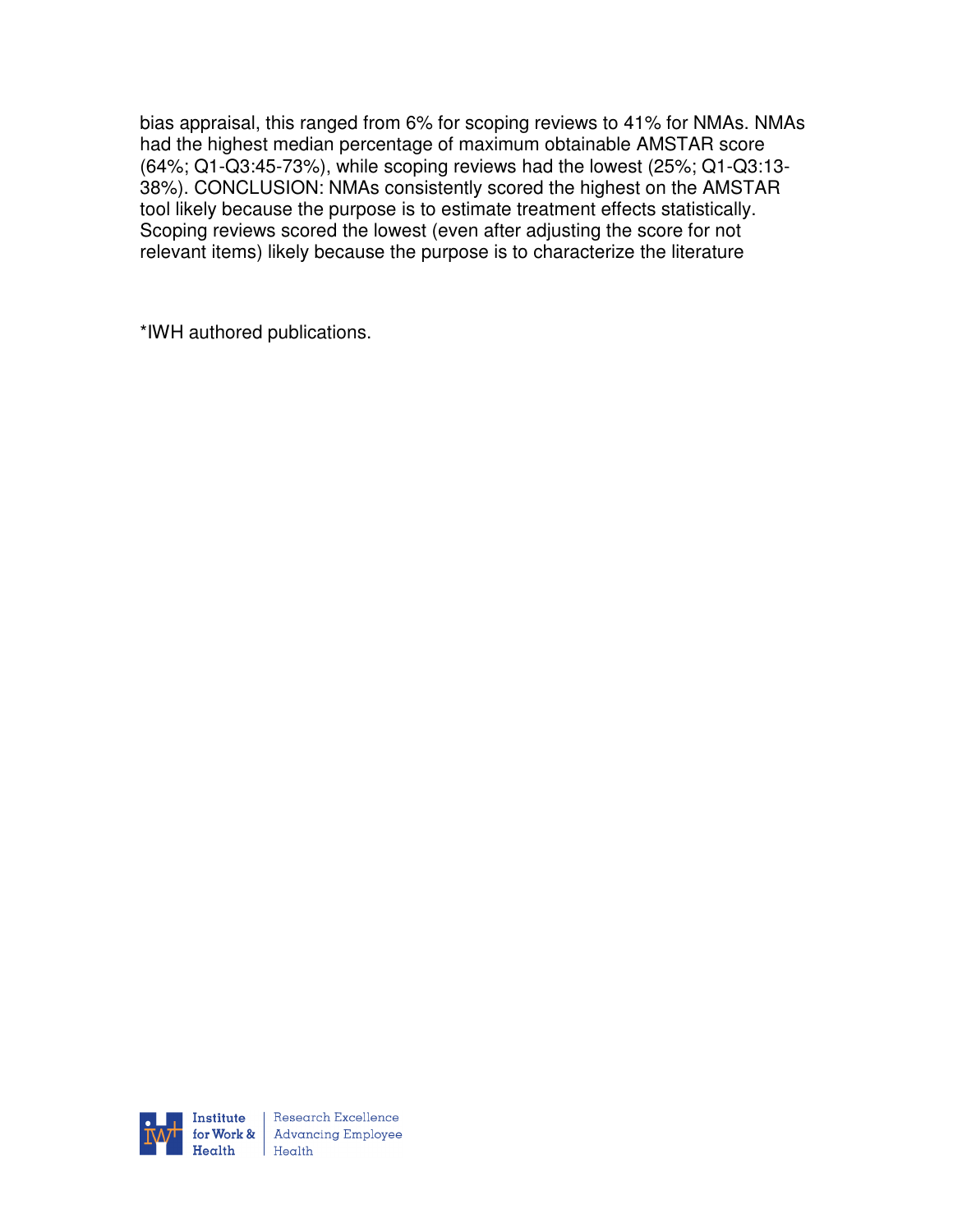bias appraisal, this ranged from 6% for scoping reviews to 41% for NMAs. NMAs had the highest median percentage of maximum obtainable AMSTAR score (64%; Q1-Q3:45-73%), while scoping reviews had the lowest (25%; Q1-Q3:13-38%). CONCLUSION: NMAs consistently scored the highest on the AMSTAR tool likely because the purpose is to estimate treatment effects statistically. Scoping reviews scored the lowest (even after adjusting the score for not relevant items) likely because the purpose is to characterize the literature

*IWH authored publications.